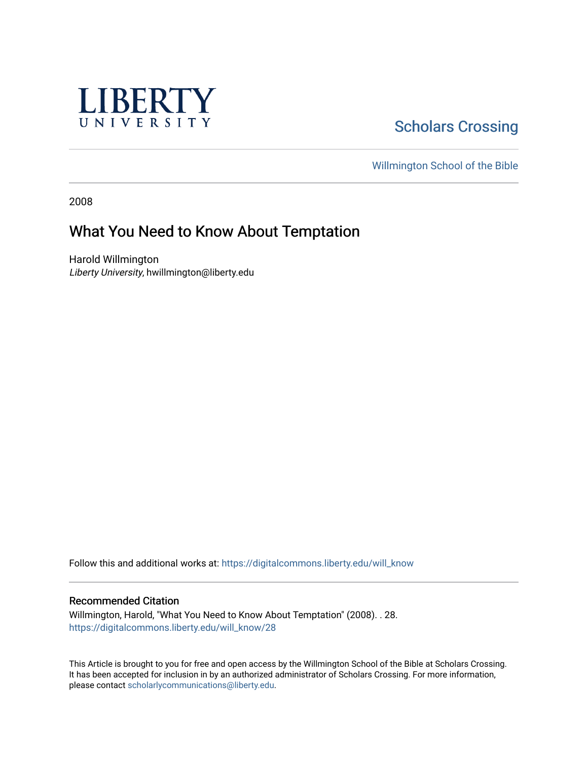LIBERTY UNIVERSITY

Scholars Crossing

Willmington School of the Bible

2008

# What You Need to Know About Temptation

Harold Willmington
*Liberty University*, hwillmington@liberty.edu

Follow this and additional works at: https://digitalcommons.liberty.edu/will_know

## Recommended Citation

Willmington, Harold, "What You Need to Know About Temptation" (2008). . 28.
https://digitalcommons.liberty.edu/will_know/28

This Article is brought to you for free and open access by the Willmington School of the Bible at Scholars Crossing. It has been accepted for inclusion in by an authorized administrator of Scholars Crossing. For more information, please contact scholarlycommunications@liberty.edu.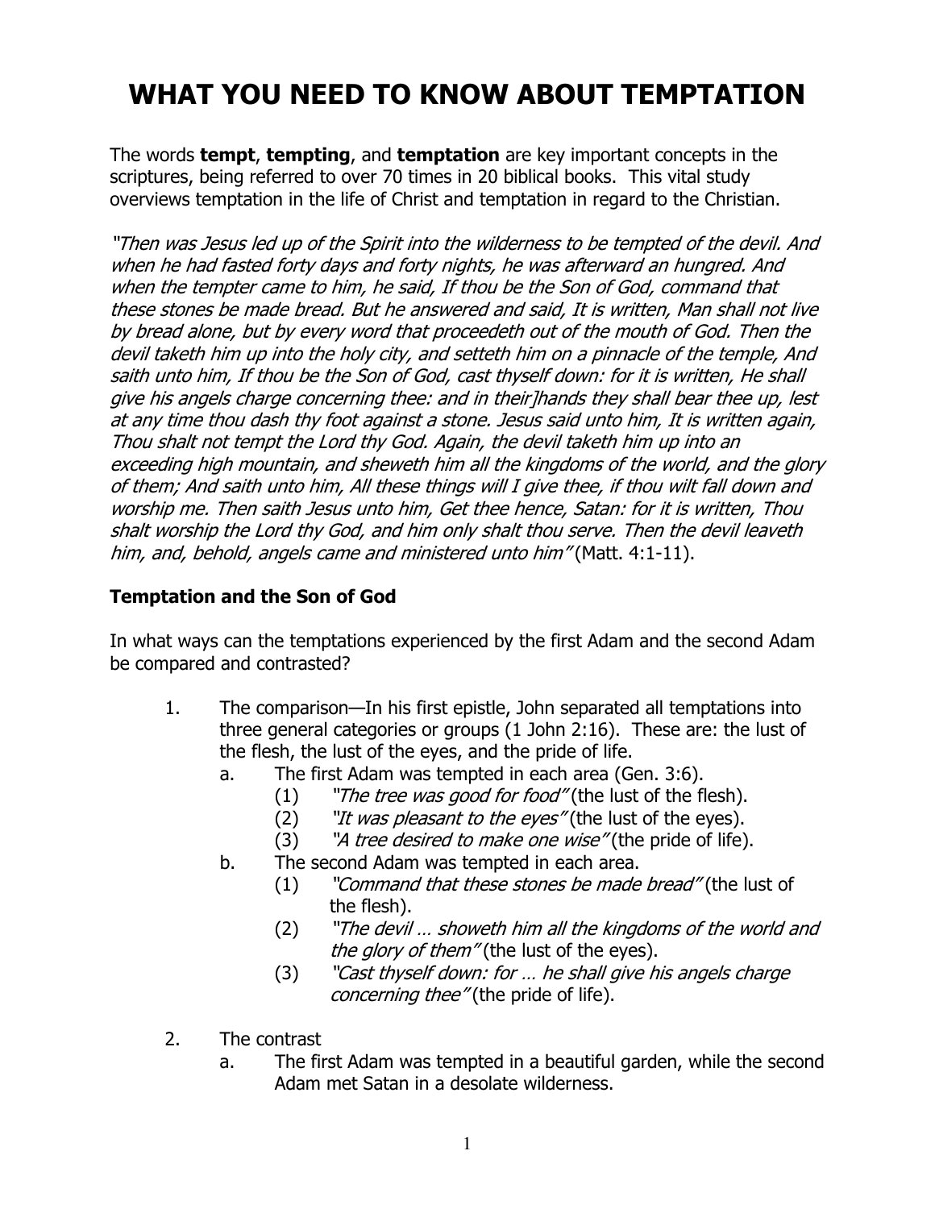# WHAT YOU NEED TO KNOW ABOUT TEMPTATION

The words **tempt**, **tempting**, and **temptation** are key important concepts in the scriptures, being referred to over 70 times in 20 biblical books. This vital study overviews temptation in the life of Christ and temptation in regard to the Christian.

*"Then was Jesus led up of the Spirit into the wilderness to be tempted of the devil. And when he had fasted forty days and forty nights, he was afterward an hungred. And when the tempter came to him, he said, If thou be the Son of God, command that these stones be made bread. But he answered and said, It is written, Man shall not live by bread alone, but by every word that proceedeth out of the mouth of God. Then the devil taketh him up into the holy city, and setteth him on a pinnacle of the temple, And saith unto him, If thou be the Son of God, cast thyself down: for it is written, He shall give his angels charge concerning thee: and in their]hands they shall bear thee up, lest at any time thou dash thy foot against a stone. Jesus said unto him, It is written again, Thou shalt not tempt the Lord thy God. Again, the devil taketh him up into an exceeding high mountain, and sheweth him all the kingdoms of the world, and the glory of them; And saith unto him, All these things will I give thee, if thou wilt fall down and worship me. Then saith Jesus unto him, Get thee hence, Satan: for it is written, Thou shalt worship the Lord thy God, and him only shalt thou serve. Then the devil leaveth him, and, behold, angels came and ministered unto him"* (Matt. 4:1-11).

### Temptation and the Son of God

In what ways can the temptations experienced by the first Adam and the second Adam be compared and contrasted?

1. The comparison—In his first epistle, John separated all temptations into three general categories or groups (1 John 2:16). These are: the lust of the flesh, the lust of the eyes, and the pride of life.
   a. The first Adam was tempted in each area (Gen. 3:6).
      (1) *"The tree was good for food"* (the lust of the flesh).
      (2) *"It was pleasant to the eyes"* (the lust of the eyes).
      (3) *"A tree desired to make one wise"* (the pride of life).
   b. The second Adam was tempted in each area.
      (1) *"Command that these stones be made bread"* (the lust of the flesh).
      (2) *"The devil … showeth him all the kingdoms of the world and the glory of them"* (the lust of the eyes).
      (3) *"Cast thyself down: for … he shall give his angels charge concerning thee"* (the pride of life).

2. The contrast
   a. The first Adam was tempted in a beautiful garden, while the second Adam met Satan in a desolate wilderness.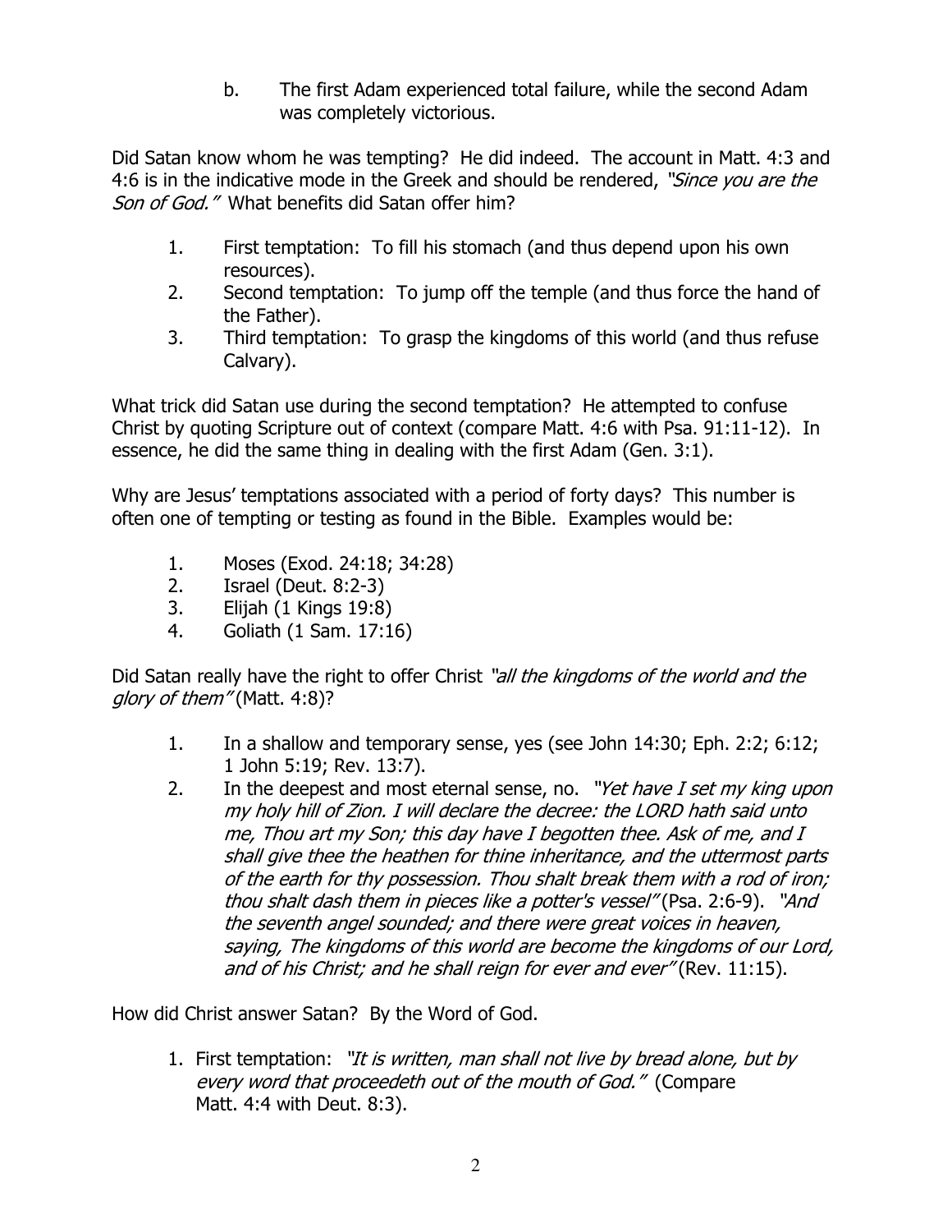b. The first Adam experienced total failure, while the second Adam was completely victorious.

Did Satan know whom he was tempting? He did indeed. The account in Matt. 4:3 and 4:6 is in the indicative mode in the Greek and should be rendered, *"Since you are the Son of God."* What benefits did Satan offer him?

1. First temptation: To fill his stomach (and thus depend upon his own resources).
2. Second temptation: To jump off the temple (and thus force the hand of the Father).
3. Third temptation: To grasp the kingdoms of this world (and thus refuse Calvary).

What trick did Satan use during the second temptation? He attempted to confuse Christ by quoting Scripture out of context (compare Matt. 4:6 with Psa. 91:11-12). In essence, he did the same thing in dealing with the first Adam (Gen. 3:1).

Why are Jesus' temptations associated with a period of forty days? This number is often one of tempting or testing as found in the Bible. Examples would be:

1. Moses (Exod. 24:18; 34:28)
2. Israel (Deut. 8:2-3)
3. Elijah (1 Kings 19:8)
4. Goliath (1 Sam. 17:16)

Did Satan really have the right to offer Christ *"all the kingdoms of the world and the glory of them"* (Matt. 4:8)?

1. In a shallow and temporary sense, yes (see John 14:30; Eph. 2:2; 6:12; 1 John 5:19; Rev. 13:7).
2. In the deepest and most eternal sense, no. *"Yet have I set my king upon my holy hill of Zion. I will declare the decree: the LORD hath said unto me, Thou art my Son; this day have I begotten thee. Ask of me, and I shall give thee the heathen for thine inheritance, and the uttermost parts of the earth for thy possession. Thou shalt break them with a rod of iron; thou shalt dash them in pieces like a potter's vessel"* (Psa. 2:6-9). *"And the seventh angel sounded; and there were great voices in heaven, saying, The kingdoms of this world are become the kingdoms of our Lord, and of his Christ; and he shall reign for ever and ever"* (Rev. 11:15).

How did Christ answer Satan? By the Word of God.

1. First temptation: *"It is written, man shall not live by bread alone, but by every word that proceedeth out of the mouth of God."* (Compare Matt. 4:4 with Deut. 8:3).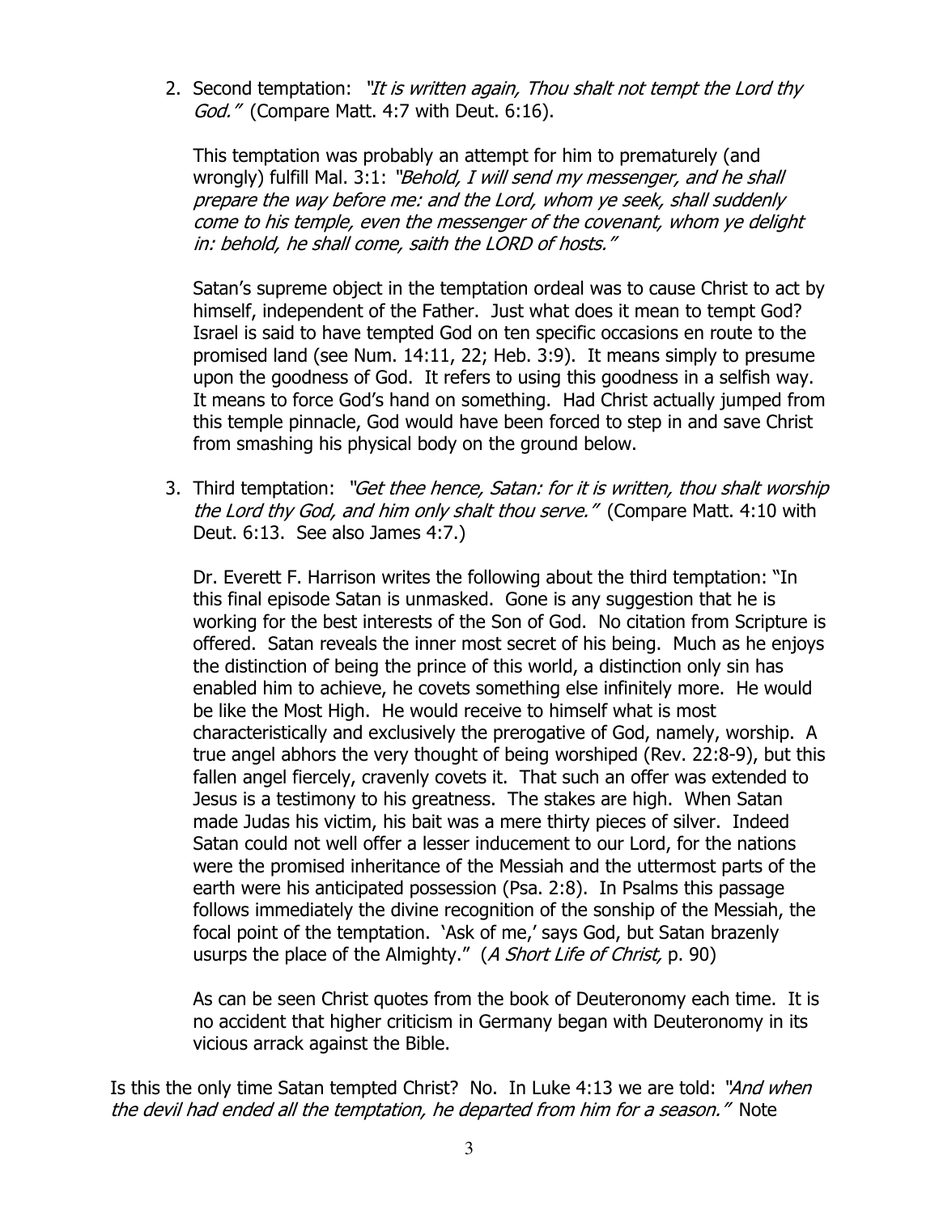2. Second temptation: *"It is written again, Thou shalt not tempt the Lord thy God."* (Compare Matt. 4:7 with Deut. 6:16).

   This temptation was probably an attempt for him to prematurely (and wrongly) fulfill Mal. 3:1: *"Behold, I will send my messenger, and he shall prepare the way before me: and the Lord, whom ye seek, shall suddenly come to his temple, even the messenger of the covenant, whom ye delight in: behold, he shall come, saith the LORD of hosts."*

   Satan's supreme object in the temptation ordeal was to cause Christ to act by himself, independent of the Father. Just what does it mean to tempt God? Israel is said to have tempted God on ten specific occasions en route to the promised land (see Num. 14:11, 22; Heb. 3:9). It means simply to presume upon the goodness of God. It refers to using this goodness in a selfish way. It means to force God's hand on something. Had Christ actually jumped from this temple pinnacle, God would have been forced to step in and save Christ from smashing his physical body on the ground below.

3. Third temptation: *"Get thee hence, Satan: for it is written, thou shalt worship the Lord thy God, and him only shalt thou serve."* (Compare Matt. 4:10 with Deut. 6:13. See also James 4:7.)

   Dr. Everett F. Harrison writes the following about the third temptation: "In this final episode Satan is unmasked. Gone is any suggestion that he is working for the best interests of the Son of God. No citation from Scripture is offered. Satan reveals the inner most secret of his being. Much as he enjoys the distinction of being the prince of this world, a distinction only sin has enabled him to achieve, he covets something else infinitely more. He would be like the Most High. He would receive to himself what is most characteristically and exclusively the prerogative of God, namely, worship. A true angel abhors the very thought of being worshiped (Rev. 22:8-9), but this fallen angel fiercely, cravenly covets it. That such an offer was extended to Jesus is a testimony to his greatness. The stakes are high. When Satan made Judas his victim, his bait was a mere thirty pieces of silver. Indeed Satan could not well offer a lesser inducement to our Lord, for the nations were the promised inheritance of the Messiah and the uttermost parts of the earth were his anticipated possession (Psa. 2:8). In Psalms this passage follows immediately the divine recognition of the sonship of the Messiah, the focal point of the temptation. 'Ask of me,' says God, but Satan brazenly usurps the place of the Almighty." (*A Short Life of Christ,* p. 90)

   As can be seen Christ quotes from the book of Deuteronomy each time. It is no accident that higher criticism in Germany began with Deuteronomy in its vicious arrack against the Bible.

Is this the only time Satan tempted Christ? No. In Luke 4:13 we are told: *"And when the devil had ended all the temptation, he departed from him for a season."* Note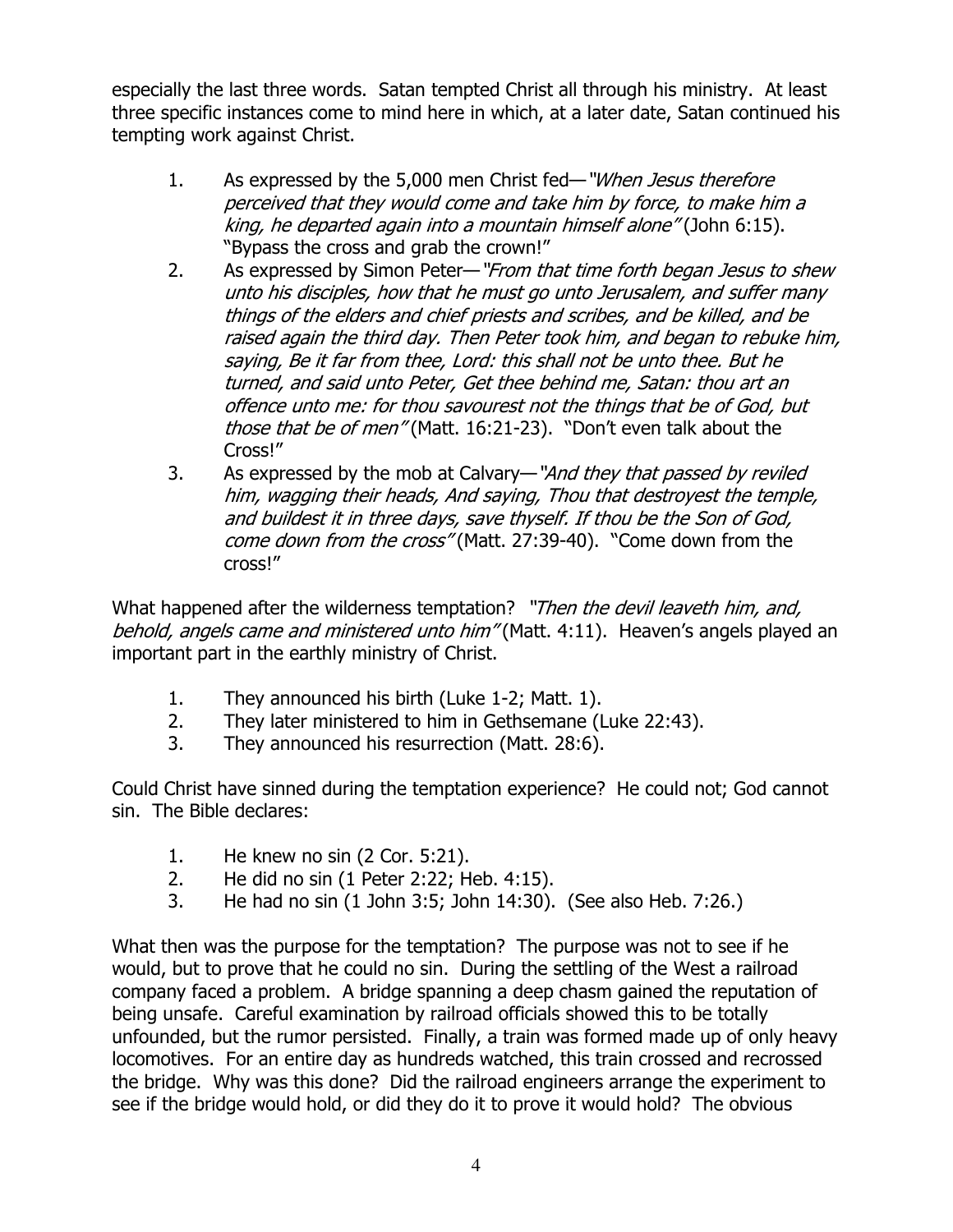especially the last three words. Satan tempted Christ all through his ministry. At least three specific instances come to mind here in which, at a later date, Satan continued his tempting work against Christ.

1. As expressed by the 5,000 men Christ fed—*"When Jesus therefore perceived that they would come and take him by force, to make him a king, he departed again into a mountain himself alone"* (John 6:15). "Bypass the cross and grab the crown!"
2. As expressed by Simon Peter—*"From that time forth began Jesus to shew unto his disciples, how that he must go unto Jerusalem, and suffer many things of the elders and chief priests and scribes, and be killed, and be raised again the third day. Then Peter took him, and began to rebuke him, saying, Be it far from thee, Lord: this shall not be unto thee. But he turned, and said unto Peter, Get thee behind me, Satan: thou art an offence unto me: for thou savourest not the things that be of God, but those that be of men"* (Matt. 16:21-23). "Don't even talk about the Cross!"
3. As expressed by the mob at Calvary—*"And they that passed by reviled him, wagging their heads, And saying, Thou that destroyest the temple, and buildest it in three days, save thyself. If thou be the Son of God, come down from the cross"* (Matt. 27:39-40). "Come down from the cross!"

What happened after the wilderness temptation? *"Then the devil leaveth him, and, behold, angels came and ministered unto him"* (Matt. 4:11). Heaven's angels played an important part in the earthly ministry of Christ.

1. They announced his birth (Luke 1-2; Matt. 1).
2. They later ministered to him in Gethsemane (Luke 22:43).
3. They announced his resurrection (Matt. 28:6).

Could Christ have sinned during the temptation experience? He could not; God cannot sin. The Bible declares:

1. He knew no sin (2 Cor. 5:21).
2. He did no sin (1 Peter 2:22; Heb. 4:15).
3. He had no sin (1 John 3:5; John 14:30). (See also Heb. 7:26.)

What then was the purpose for the temptation? The purpose was not to see if he would, but to prove that he could no sin. During the settling of the West a railroad company faced a problem. A bridge spanning a deep chasm gained the reputation of being unsafe. Careful examination by railroad officials showed this to be totally unfounded, but the rumor persisted. Finally, a train was formed made up of only heavy locomotives. For an entire day as hundreds watched, this train crossed and recrossed the bridge. Why was this done? Did the railroad engineers arrange the experiment to see if the bridge would hold, or did they do it to prove it would hold? The obvious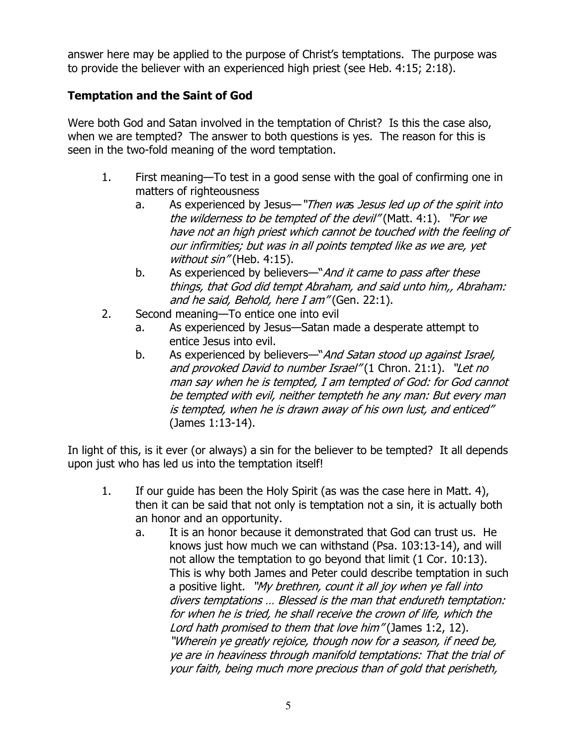answer here may be applied to the purpose of Christ's temptations. The purpose was to provide the believer with an experienced high priest (see Heb. 4:15; 2:18).

## Temptation and the Saint of God

Were both God and Satan involved in the temptation of Christ? Is this the case also, when we are tempted? The answer to both questions is yes. The reason for this is seen in the two-fold meaning of the word temptation.

1. First meaning—To test in a good sense with the goal of confirming one in matters of righteousness
   a. As experienced by Jesus—*"Then was Jesus led up of the spirit into the wilderness to be tempted of the devil"* (Matt. 4:1). *"For we have not an high priest which cannot be touched with the feeling of our infirmities; but was in all points tempted like as we are, yet without sin"* (Heb. 4:15).
   b. As experienced by believers—*"And it came to pass after these things, that God did tempt Abraham, and said unto him,, Abraham: and he said, Behold, here I am"* (Gen. 22:1).
2. Second meaning—To entice one into evil
   a. As experienced by Jesus—Satan made a desperate attempt to entice Jesus into evil.
   b. As experienced by believers—*"And Satan stood up against Israel, and provoked David to number Israel"* (1 Chron. 21:1). *"Let no man say when he is tempted, I am tempted of God: for God cannot be tempted with evil, neither tempteth he any man: But every man is tempted, when he is drawn away of his own lust, and enticed"* (James 1:13-14).

In light of this, is it ever (or always) a sin for the believer to be tempted? It all depends upon just who has led us into the temptation itself!

1. If our guide has been the Holy Spirit (as was the case here in Matt. 4), then it can be said that not only is temptation not a sin, it is actually both an honor and an opportunity.
   a. It is an honor because it demonstrated that God can trust us. He knows just how much we can withstand (Psa. 103:13-14), and will not allow the temptation to go beyond that limit (1 Cor. 10:13). This is why both James and Peter could describe temptation in such a positive light. *"My brethren, count it all joy when ye fall into divers temptations … Blessed is the man that endureth temptation: for when he is tried, he shall receive the crown of life, which the Lord hath promised to them that love him"* (James 1:2, 12). *"Wherein ye greatly rejoice, though now for a season, if need be, ye are in heaviness through manifold temptations: That the trial of your faith, being much more precious than of gold that perisheth,*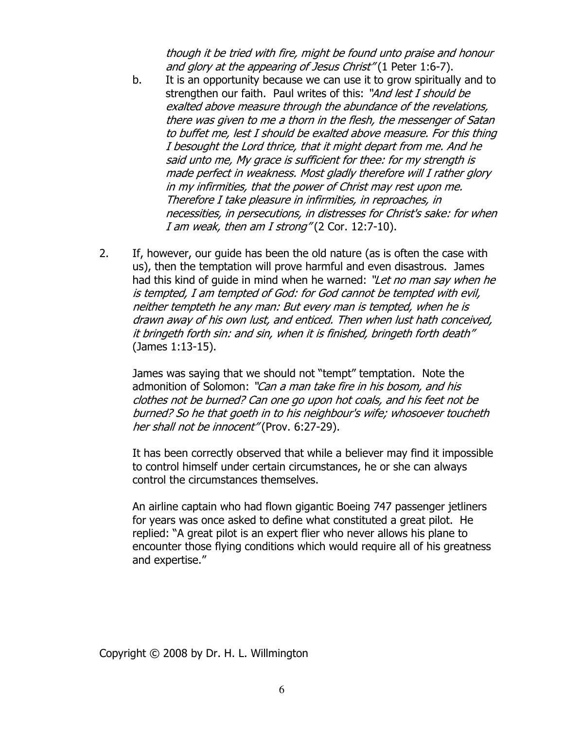*though it be tried with fire, might be found unto praise and honour and glory at the appearing of Jesus Christ"* (1 Peter 1:6-7).

b. It is an opportunity because we can use it to grow spiritually and to strengthen our faith. Paul writes of this: *"And lest I should be exalted above measure through the abundance of the revelations, there was given to me a thorn in the flesh, the messenger of Satan to buffet me, lest I should be exalted above measure. For this thing I besought the Lord thrice, that it might depart from me. And he said unto me, My grace is sufficient for thee: for my strength is made perfect in weakness. Most gladly therefore will I rather glory in my infirmities, that the power of Christ may rest upon me. Therefore I take pleasure in infirmities, in reproaches, in necessities, in persecutions, in distresses for Christ's sake: for when I am weak, then am I strong"* (2 Cor. 12:7-10).

2. If, however, our guide has been the old nature (as is often the case with us), then the temptation will prove harmful and even disastrous. James had this kind of guide in mind when he warned: *"Let no man say when he is tempted, I am tempted of God: for God cannot be tempted with evil, neither tempteth he any man: But every man is tempted, when he is drawn away of his own lust, and enticed. Then when lust hath conceived, it bringeth forth sin: and sin, when it is finished, bringeth forth death"* (James 1:13-15).

   James was saying that we should not "tempt" temptation. Note the admonition of Solomon: *"Can a man take fire in his bosom, and his clothes not be burned? Can one go upon hot coals, and his feet not be burned? So he that goeth in to his neighbour's wife; whosoever toucheth her shall not be innocent"* (Prov. 6:27-29).

   It has been correctly observed that while a believer may find it impossible to control himself under certain circumstances, he or she can always control the circumstances themselves.

   An airline captain who had flown gigantic Boeing 747 passenger jetliners for years was once asked to define what constituted a great pilot. He replied: "A great pilot is an expert flier who never allows his plane to encounter those flying conditions which would require all of his greatness and expertise."

Copyright © 2008 by Dr. H. L. Willmington